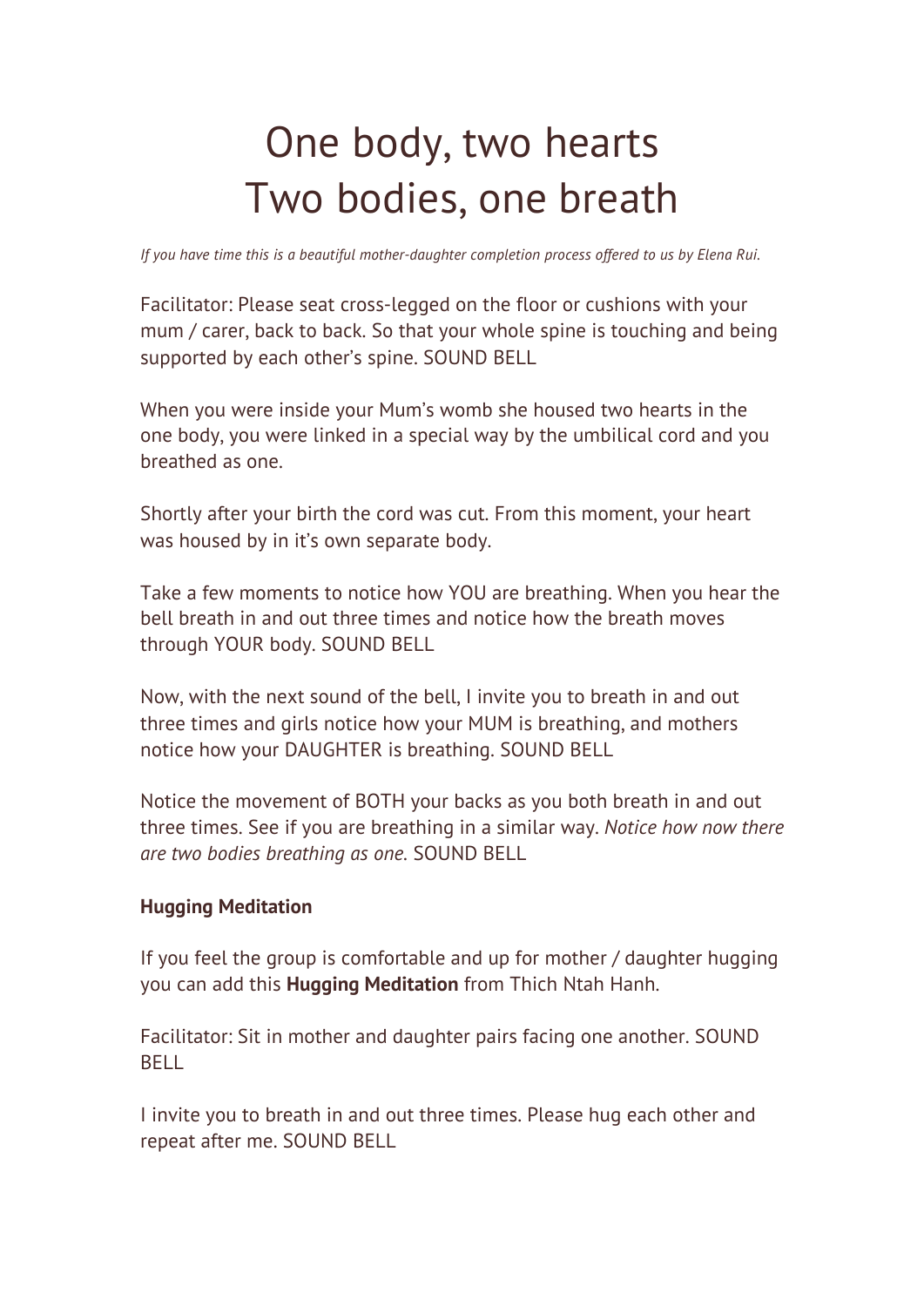# One body, two hearts
# Two bodies, one breath

*If you have time this is a beautiful mother-daughter completion process offered to us by Elena Rui.*

Facilitator: Please seat cross-legged on the floor or cushions with your mum / carer, back to back. So that your whole spine is touching and being supported by each other's spine. SOUND BELL

When you were inside your Mum's womb she housed two hearts in the one body, you were linked in a special way by the umbilical cord and you breathed as one.

Shortly after your birth the cord was cut. From this moment, your heart was housed by in it's own separate body.

Take a few moments to notice how YOU are breathing. When you hear the bell breath in and out three times and notice how the breath moves through YOUR body. SOUND BELL

Now, with the next sound of the bell, I invite you to breath in and out three times and girls notice how your MUM is breathing, and mothers notice how your DAUGHTER is breathing. SOUND BELL

Notice the movement of BOTH your backs as you both breath in and out three times. See if you are breathing in a similar way. *Notice how now there are two bodies breathing as one.* SOUND BELL

**Hugging Meditation**

If you feel the group is comfortable and up for mother / daughter hugging you can add this **Hugging Meditation** from Thich Ntah Hanh.

Facilitator: Sit in mother and daughter pairs facing one another. SOUND BELL

I invite you to breath in and out three times. Please hug each other and repeat after me. SOUND BELL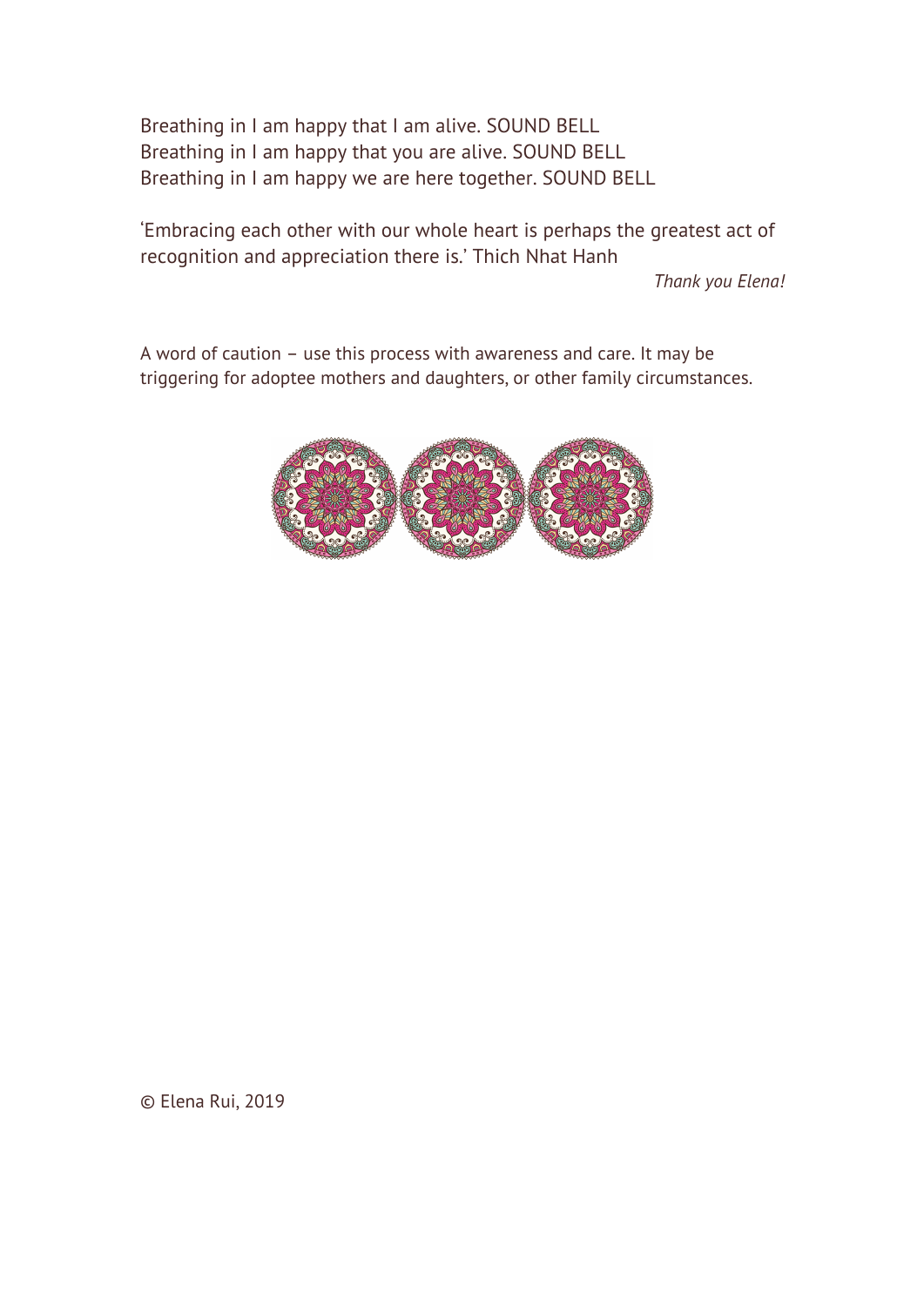Breathing in I am happy that I am alive. SOUND BELL
Breathing in I am happy that you are alive. SOUND BELL
Breathing in I am happy we are here together. SOUND BELL

'Embracing each other with our whole heart is perhaps the greatest act of recognition and appreciation there is.' Thich Nhat Hanh

*Thank you Elena!*

A word of caution – use this process with awareness and care. It may be triggering for adoptee mothers and daughters, or other family circumstances.

© Elena Rui, 2019